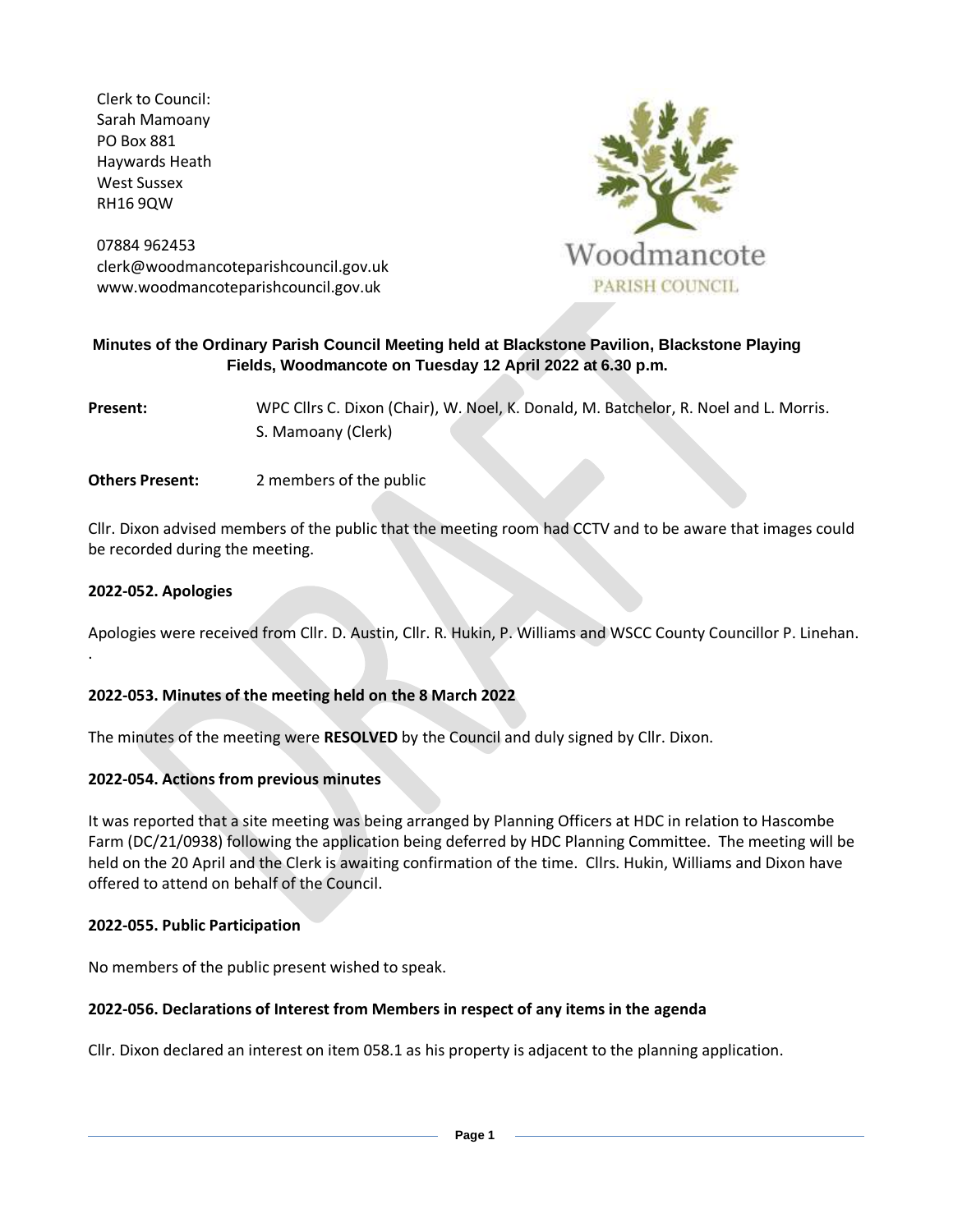Clerk to Council:
Sarah Mamoany
PO Box 881
Haywards Heath
West Sussex
RH16 9QW

07884 962453
clerk@woodmancoteparishcouncil.gov.uk
www.woodmancoteparishcouncil.gov.uk

Woodmancote
PARISH COUNCIL

**Minutes of the Ordinary Parish Council Meeting held at Blackstone Pavilion, Blackstone Playing Fields, Woodmancote on Tuesday 12 April 2022 at 6.30 p.m.**

**Present:** WPC Cllrs C. Dixon (Chair), W. Noel, K. Donald, M. Batchelor, R. Noel and L. Morris. S. Mamoany (Clerk)

**Others Present:** 2 members of the public

Cllr. Dixon advised members of the public that the meeting room had CCTV and to be aware that images could be recorded during the meeting.

## 2022-052. Apologies

Apologies were received from Cllr. D. Austin, Cllr. R. Hukin, P. Williams and WSCC County Councillor P. Linehan.
.

## 2022-053. Minutes of the meeting held on the 8 March 2022

The minutes of the meeting were **RESOLVED** by the Council and duly signed by Cllr. Dixon.

## 2022-054. Actions from previous minutes

It was reported that a site meeting was being arranged by Planning Officers at HDC in relation to Hascombe Farm (DC/21/0938) following the application being deferred by HDC Planning Committee. The meeting will be held on the 20 April and the Clerk is awaiting confirmation of the time. Cllrs. Hukin, Williams and Dixon have offered to attend on behalf of the Council.

## 2022-055. Public Participation

No members of the public present wished to speak.

## 2022-056. Declarations of Interest from Members in respect of any items in the agenda

Cllr. Dixon declared an interest on item 058.1 as his property is adjacent to the planning application.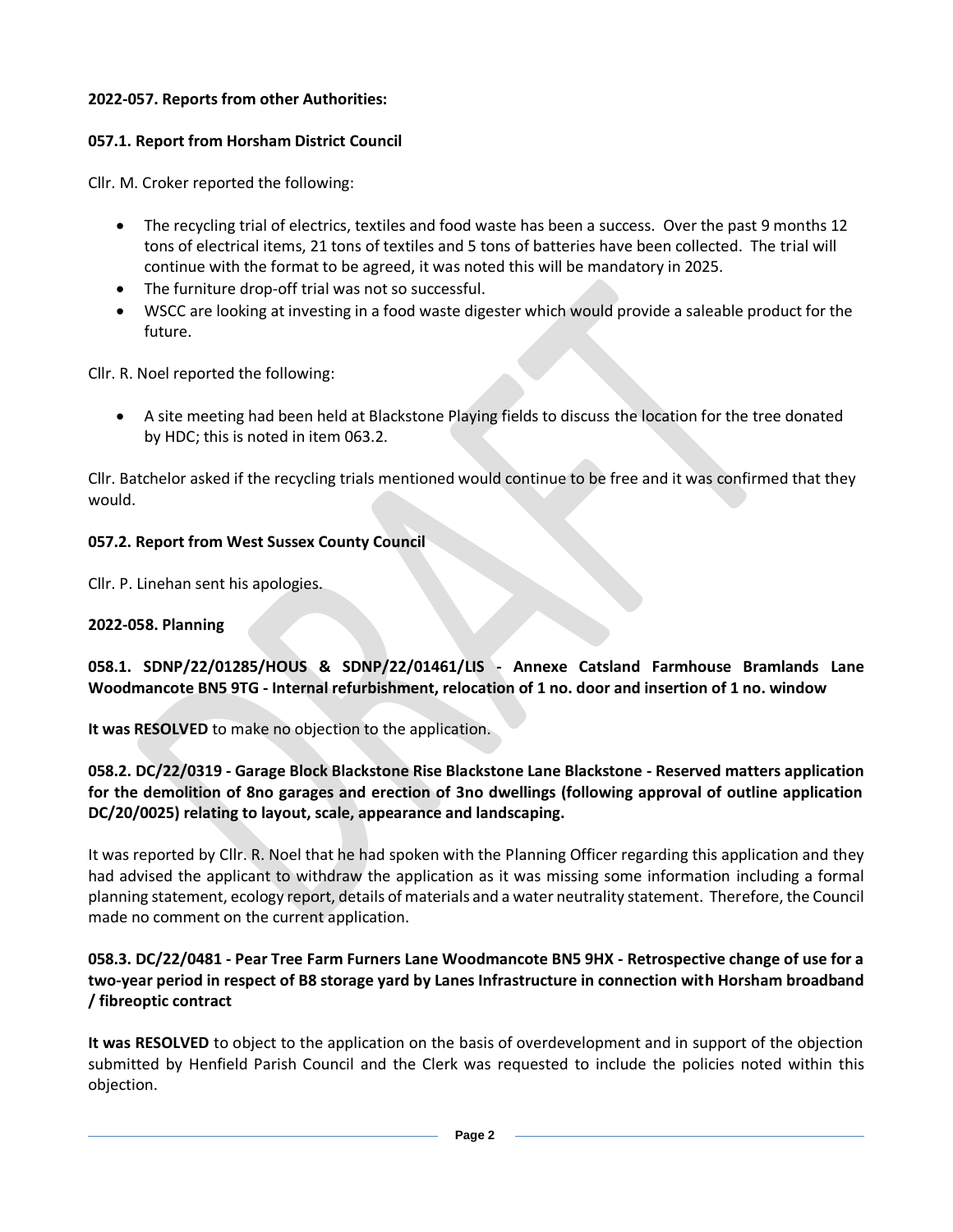**2022-057. Reports from other Authorities:**

**057.1. Report from Horsham District Council**

Cllr. M. Croker reported the following:

- The recycling trial of electrics, textiles and food waste has been a success. Over the past 9 months 12 tons of electrical items, 21 tons of textiles and 5 tons of batteries have been collected. The trial will continue with the format to be agreed, it was noted this will be mandatory in 2025.
- The furniture drop-off trial was not so successful.
- WSCC are looking at investing in a food waste digester which would provide a saleable product for the future.

Cllr. R. Noel reported the following:

- A site meeting had been held at Blackstone Playing fields to discuss the location for the tree donated by HDC; this is noted in item 063.2.

Cllr. Batchelor asked if the recycling trials mentioned would continue to be free and it was confirmed that they would.

**057.2. Report from West Sussex County Council**

Cllr. P. Linehan sent his apologies.

**2022-058. Planning**

**058.1. SDNP/22/01285/HOUS & SDNP/22/01461/LIS - Annexe Catsland Farmhouse Bramlands Lane Woodmancote BN5 9TG - Internal refurbishment, relocation of 1 no. door and insertion of 1 no. window**

**It was RESOLVED** to make no objection to the application.

**058.2. DC/22/0319 - Garage Block Blackstone Rise Blackstone Lane Blackstone - Reserved matters application for the demolition of 8no garages and erection of 3no dwellings (following approval of outline application DC/20/0025) relating to layout, scale, appearance and landscaping.**

It was reported by Cllr. R. Noel that he had spoken with the Planning Officer regarding this application and they had advised the applicant to withdraw the application as it was missing some information including a formal planning statement, ecology report, details of materials and a water neutrality statement. Therefore, the Council made no comment on the current application.

**058.3. DC/22/0481 - Pear Tree Farm Furners Lane Woodmancote BN5 9HX - Retrospective change of use for a two-year period in respect of B8 storage yard by Lanes Infrastructure in connection with Horsham broadband / fibreoptic contract**

**It was RESOLVED** to object to the application on the basis of overdevelopment and in support of the objection submitted by Henfield Parish Council and the Clerk was requested to include the policies noted within this objection.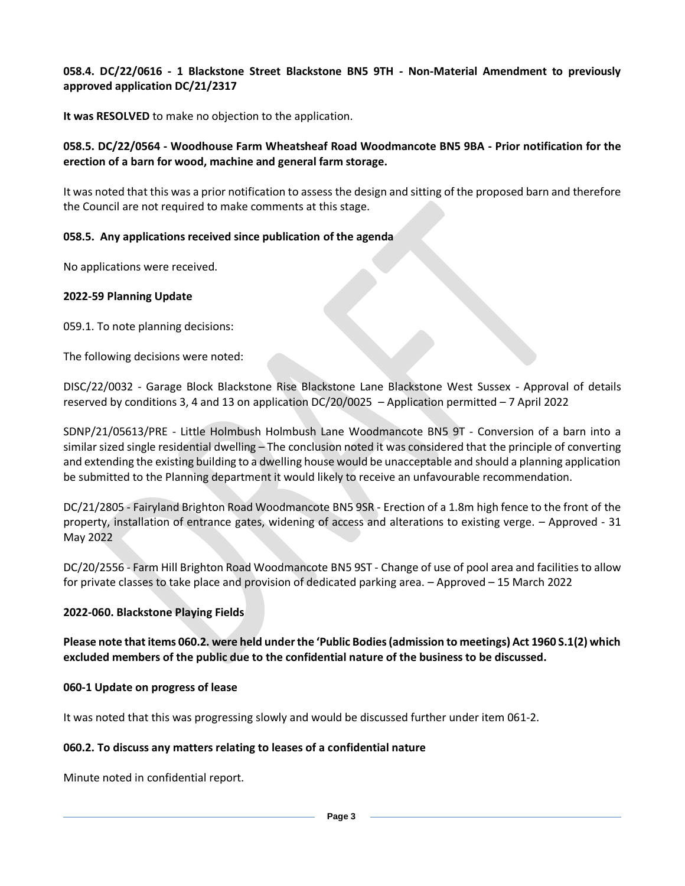**058.4. DC/22/0616 - 1 Blackstone Street Blackstone BN5 9TH - Non-Material Amendment to previously approved application DC/21/2317**

**It was RESOLVED** to make no objection to the application.

**058.5. DC/22/0564 - Woodhouse Farm Wheatsheaf Road Woodmancote BN5 9BA - Prior notification for the erection of a barn for wood, machine and general farm storage.**

It was noted that this was a prior notification to assess the design and sitting of the proposed barn and therefore the Council are not required to make comments at this stage.

**058.5. Any applications received since publication of the agenda**

No applications were received.

**2022-59 Planning Update**

059.1. To note planning decisions:

The following decisions were noted:

DISC/22/0032 - Garage Block Blackstone Rise Blackstone Lane Blackstone West Sussex - Approval of details reserved by conditions 3, 4 and 13 on application DC/20/0025 – Application permitted – 7 April 2022

SDNP/21/05613/PRE - Little Holmbush Holmbush Lane Woodmancote BN5 9T - Conversion of a barn into a similar sized single residential dwelling – The conclusion noted it was considered that the principle of converting and extending the existing building to a dwelling house would be unacceptable and should a planning application be submitted to the Planning department it would likely to receive an unfavourable recommendation.

DC/21/2805 - Fairyland Brighton Road Woodmancote BN5 9SR - Erection of a 1.8m high fence to the front of the property, installation of entrance gates, widening of access and alterations to existing verge. – Approved - 31 May 2022

DC/20/2556 - Farm Hill Brighton Road Woodmancote BN5 9ST - Change of use of pool area and facilities to allow for private classes to take place and provision of dedicated parking area. – Approved – 15 March 2022

**2022-060. Blackstone Playing Fields**

**Please note that items 060.2. were held under the 'Public Bodies (admission to meetings) Act 1960 S.1(2) which excluded members of the public due to the confidential nature of the business to be discussed.**

**060-1 Update on progress of lease**

It was noted that this was progressing slowly and would be discussed further under item 061-2.

**060.2. To discuss any matters relating to leases of a confidential nature**

Minute noted in confidential report.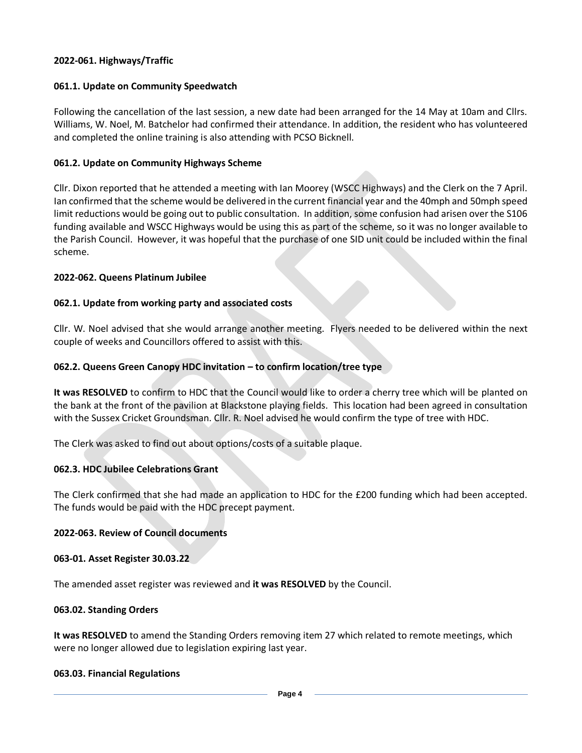**2022-061. Highways/Traffic**

**061.1. Update on Community Speedwatch**

Following the cancellation of the last session, a new date had been arranged for the 14 May at 10am and Cllrs. Williams, W. Noel, M. Batchelor had confirmed their attendance. In addition, the resident who has volunteered and completed the online training is also attending with PCSO Bicknell.

**061.2. Update on Community Highways Scheme**

Cllr. Dixon reported that he attended a meeting with Ian Moorey (WSCC Highways) and the Clerk on the 7 April. Ian confirmed that the scheme would be delivered in the current financial year and the 40mph and 50mph speed limit reductions would be going out to public consultation. In addition, some confusion had arisen over the S106 funding available and WSCC Highways would be using this as part of the scheme, so it was no longer available to the Parish Council. However, it was hopeful that the purchase of one SID unit could be included within the final scheme.

**2022-062. Queens Platinum Jubilee**

**062.1. Update from working party and associated costs**

Cllr. W. Noel advised that she would arrange another meeting. Flyers needed to be delivered within the next couple of weeks and Councillors offered to assist with this.

**062.2. Queens Green Canopy HDC invitation – to confirm location/tree type**

**It was RESOLVED** to confirm to HDC that the Council would like to order a cherry tree which will be planted on the bank at the front of the pavilion at Blackstone playing fields. This location had been agreed in consultation with the Sussex Cricket Groundsman. Cllr. R. Noel advised he would confirm the type of tree with HDC.

The Clerk was asked to find out about options/costs of a suitable plaque.

**062.3. HDC Jubilee Celebrations Grant**

The Clerk confirmed that she had made an application to HDC for the £200 funding which had been accepted. The funds would be paid with the HDC precept payment.

**2022-063. Review of Council documents**

**063-01. Asset Register 30.03.22**

The amended asset register was reviewed and **it was RESOLVED** by the Council.

**063.02. Standing Orders**

**It was RESOLVED** to amend the Standing Orders removing item 27 which related to remote meetings, which were no longer allowed due to legislation expiring last year.

**063.03. Financial Regulations**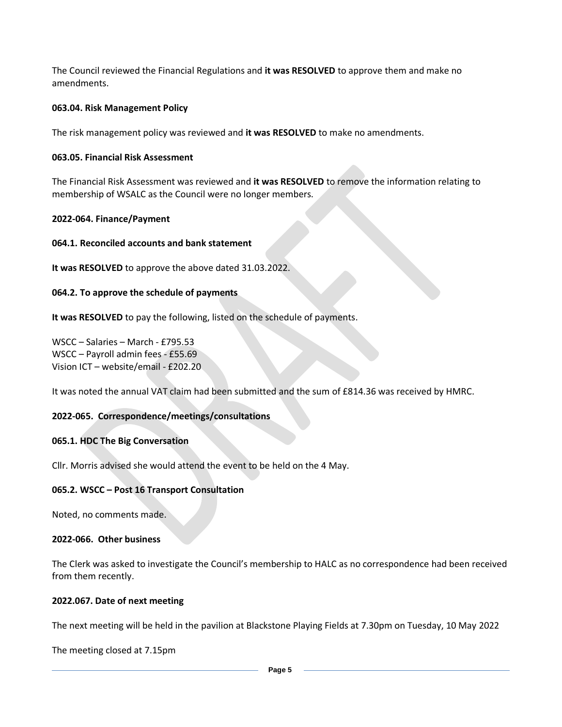The Council reviewed the Financial Regulations and **it was RESOLVED** to approve them and make no amendments.

**063.04. Risk Management Policy**

The risk management policy was reviewed and **it was RESOLVED** to make no amendments.

**063.05. Financial Risk Assessment**

The Financial Risk Assessment was reviewed and **it was RESOLVED** to remove the information relating to membership of WSALC as the Council were no longer members.

**2022-064. Finance/Payment**

**064.1. Reconciled accounts and bank statement**

**It was RESOLVED** to approve the above dated 31.03.2022.

**064.2. To approve the schedule of payments**

**It was RESOLVED** to pay the following, listed on the schedule of payments.

WSCC – Salaries – March - £795.53
WSCC – Payroll admin fees - £55.69
Vision ICT – website/email - £202.20

It was noted the annual VAT claim had been submitted and the sum of £814.36 was received by HMRC.

**2022-065. Correspondence/meetings/consultations**

**065.1. HDC The Big Conversation**

Cllr. Morris advised she would attend the event to be held on the 4 May.

**065.2. WSCC – Post 16 Transport Consultation**

Noted, no comments made.

**2022-066. Other business**

The Clerk was asked to investigate the Council's membership to HALC as no correspondence had been received from them recently.

**2022.067. Date of next meeting**

The next meeting will be held in the pavilion at Blackstone Playing Fields at 7.30pm on Tuesday, 10 May 2022

The meeting closed at 7.15pm